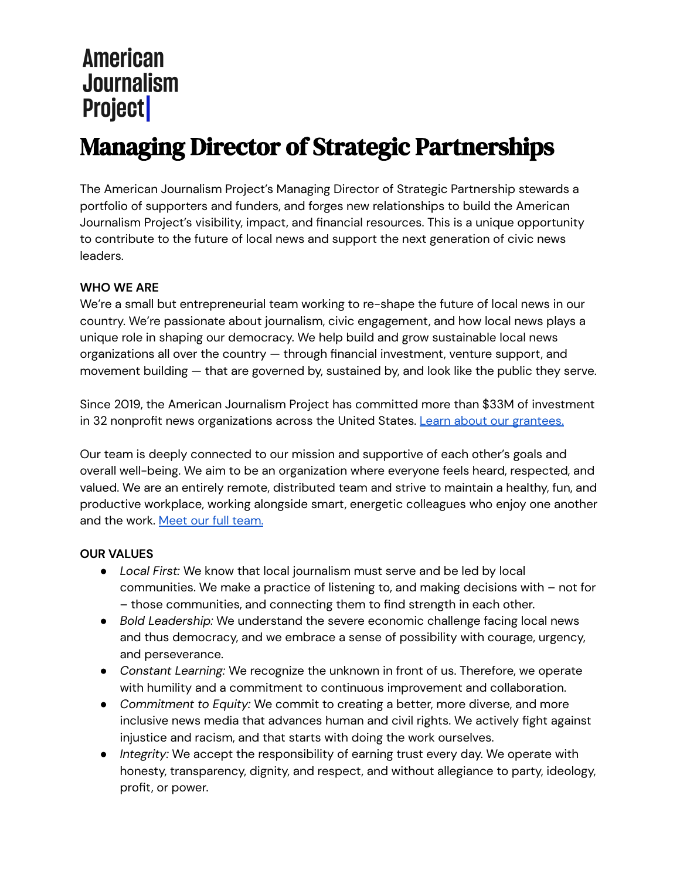American Journalism Project

# Managing Director of Strategic Partnerships

The American Journalism Project's Managing Director of Strategic Partnership stewards a portfolio of supporters and funders, and forges new relationships to build the American Journalism Project's visibility, impact, and financial resources. This is a unique opportunity to contribute to the future of local news and support the next generation of civic news leaders.

**WHO WE ARE**

We're a small but entrepreneurial team working to re-shape the future of local news in our country. We're passionate about journalism, civic engagement, and how local news plays a unique role in shaping our democracy. We help build and grow sustainable local news organizations all over the country — through financial investment, venture support, and movement building — that are governed by, sustained by, and look like the public they serve.

Since 2019, the American Journalism Project has committed more than $33M of investment in 32 nonprofit news organizations across the United States. [Learn about our grantees.]()

Our team is deeply connected to our mission and supportive of each other's goals and overall well-being. We aim to be an organization where everyone feels heard, respected, and valued. We are an entirely remote, distributed team and strive to maintain a healthy, fun, and productive workplace, working alongside smart, energetic colleagues who enjoy one another and the work. [Meet our full team.]()

**OUR VALUES**

- *Local First:* We know that local journalism must serve and be led by local communities. We make a practice of listening to, and making decisions with – not for – those communities, and connecting them to find strength in each other.
- *Bold Leadership:* We understand the severe economic challenge facing local news and thus democracy, and we embrace a sense of possibility with courage, urgency, and perseverance.
- *Constant Learning:* We recognize the unknown in front of us. Therefore, we operate with humility and a commitment to continuous improvement and collaboration.
- *Commitment to Equity:* We commit to creating a better, more diverse, and more inclusive news media that advances human and civil rights. We actively fight against injustice and racism, and that starts with doing the work ourselves.
- *Integrity:* We accept the responsibility of earning trust every day. We operate with honesty, transparency, dignity, and respect, and without allegiance to party, ideology, profit, or power.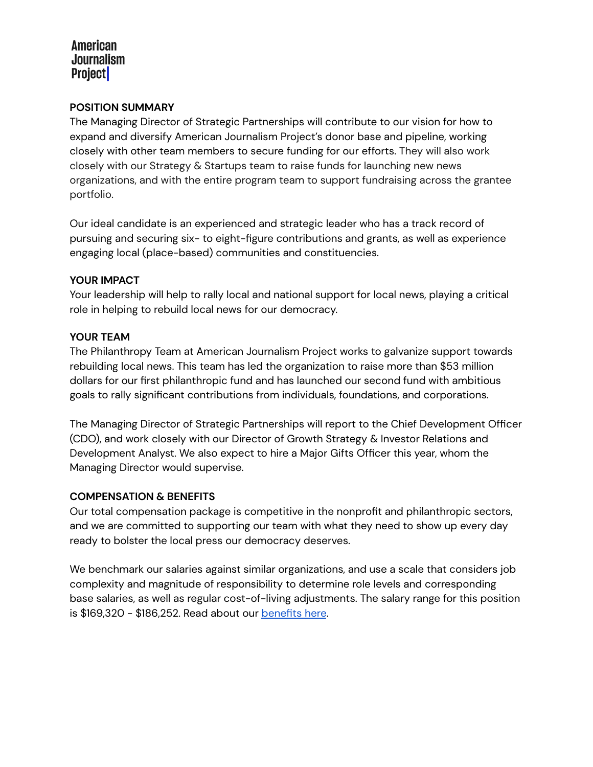American Journalism Project

## POSITION SUMMARY

The Managing Director of Strategic Partnerships will contribute to our vision for how to expand and diversify American Journalism Project's donor base and pipeline, working closely with other team members to secure funding for our efforts. They will also work closely with our Strategy & Startups team to raise funds for launching new news organizations, and with the entire program team to support fundraising across the grantee portfolio.

Our ideal candidate is an experienced and strategic leader who has a track record of pursuing and securing six- to eight-figure contributions and grants, as well as experience engaging local (place-based) communities and constituencies.

## YOUR IMPACT

Your leadership will help to rally local and national support for local news, playing a critical role in helping to rebuild local news for our democracy.

## YOUR TEAM

The Philanthropy Team at American Journalism Project works to galvanize support towards rebuilding local news. This team has led the organization to raise more than $53 million dollars for our first philanthropic fund and has launched our second fund with ambitious goals to rally significant contributions from individuals, foundations, and corporations.

The Managing Director of Strategic Partnerships will report to the Chief Development Officer (CDO), and work closely with our Director of Growth Strategy & Investor Relations and Development Analyst. We also expect to hire a Major Gifts Officer this year, whom the Managing Director would supervise.

## COMPENSATION & BENEFITS

Our total compensation package is competitive in the nonprofit and philanthropic sectors, and we are committed to supporting our team with what they need to show up every day ready to bolster the local press our democracy deserves.

We benchmark our salaries against similar organizations, and use a scale that considers job complexity and magnitude of responsibility to determine role levels and corresponding base salaries, as well as regular cost-of-living adjustments. The salary range for this position is $169,320 - $186,252. Read about our [benefits here](#).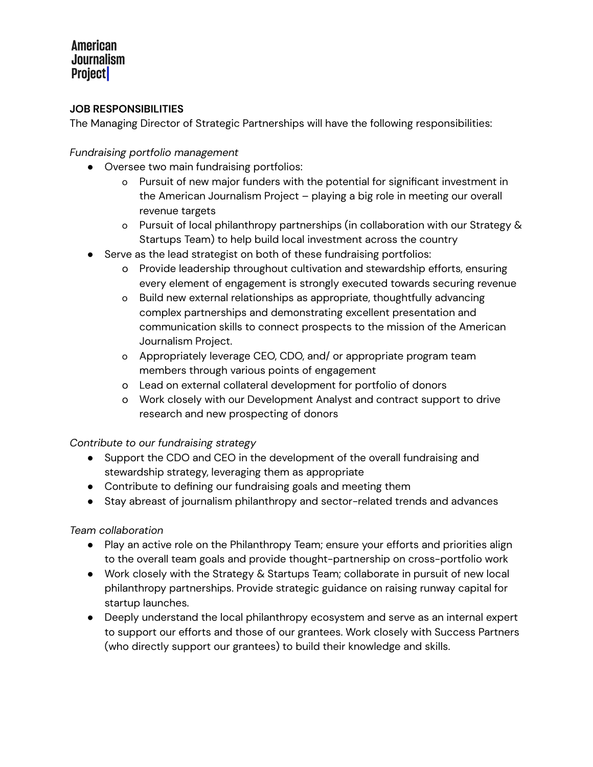American
Journalism
Project

**JOB RESPONSIBILITIES**

The Managing Director of Strategic Partnerships will have the following responsibilities:

*Fundraising portfolio management*

- Oversee two main fundraising portfolios:
  - Pursuit of new major funders with the potential for significant investment in the American Journalism Project – playing a big role in meeting our overall revenue targets
  - Pursuit of local philanthropy partnerships (in collaboration with our Strategy & Startups Team) to help build local investment across the country
- Serve as the lead strategist on both of these fundraising portfolios:
  - Provide leadership throughout cultivation and stewardship efforts, ensuring every element of engagement is strongly executed towards securing revenue
  - Build new external relationships as appropriate, thoughtfully advancing complex partnerships and demonstrating excellent presentation and communication skills to connect prospects to the mission of the American Journalism Project.
  - Appropriately leverage CEO, CDO, and/ or appropriate program team members through various points of engagement
  - Lead on external collateral development for portfolio of donors
  - Work closely with our Development Analyst and contract support to drive research and new prospecting of donors

*Contribute to our fundraising strategy*

- Support the CDO and CEO in the development of the overall fundraising and stewardship strategy, leveraging them as appropriate
- Contribute to defining our fundraising goals and meeting them
- Stay abreast of journalism philanthropy and sector-related trends and advances

*Team collaboration*

- Play an active role on the Philanthropy Team; ensure your efforts and priorities align to the overall team goals and provide thought-partnership on cross-portfolio work
- Work closely with the Strategy & Startups Team; collaborate in pursuit of new local philanthropy partnerships. Provide strategic guidance on raising runway capital for startup launches.
- Deeply understand the local philanthropy ecosystem and serve as an internal expert to support our efforts and those of our grantees. Work closely with Success Partners (who directly support our grantees) to build their knowledge and skills.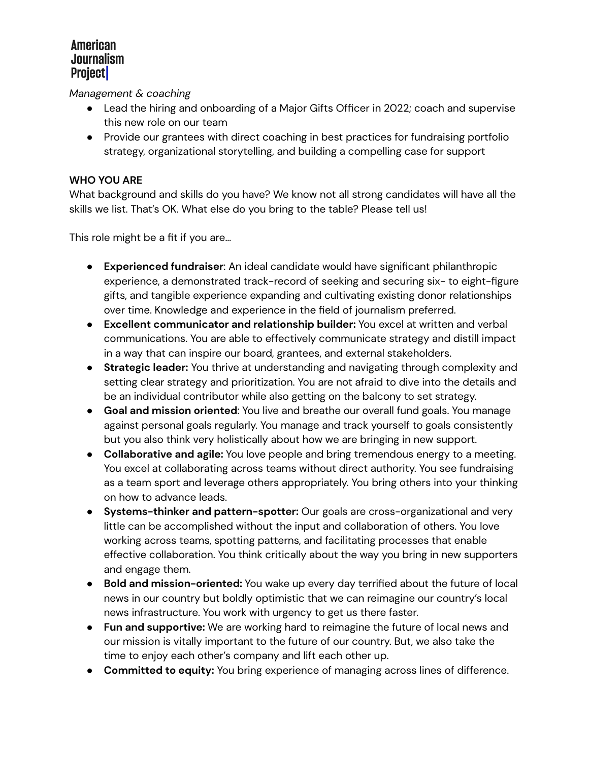*Management & coaching*

- Lead the hiring and onboarding of a Major Gifts Officer in 2022; coach and supervise this new role on our team
- Provide our grantees with direct coaching in best practices for fundraising portfolio strategy, organizational storytelling, and building a compelling case for support

**WHO YOU ARE**

What background and skills do you have? We know not all strong candidates will have all the skills we list. That's OK. What else do you bring to the table? Please tell us!

This role might be a fit if you are…

- **Experienced fundraiser**: An ideal candidate would have significant philanthropic experience, a demonstrated track-record of seeking and securing six- to eight-figure gifts, and tangible experience expanding and cultivating existing donor relationships over time. Knowledge and experience in the field of journalism preferred.
- **Excellent communicator and relationship builder:** You excel at written and verbal communications. You are able to effectively communicate strategy and distill impact in a way that can inspire our board, grantees, and external stakeholders.
- **Strategic leader:** You thrive at understanding and navigating through complexity and setting clear strategy and prioritization. You are not afraid to dive into the details and be an individual contributor while also getting on the balcony to set strategy.
- **Goal and mission oriented**: You live and breathe our overall fund goals. You manage against personal goals regularly. You manage and track yourself to goals consistently but you also think very holistically about how we are bringing in new support.
- **Collaborative and agile:** You love people and bring tremendous energy to a meeting. You excel at collaborating across teams without direct authority. You see fundraising as a team sport and leverage others appropriately. You bring others into your thinking on how to advance leads.
- **Systems-thinker and pattern-spotter:** Our goals are cross-organizational and very little can be accomplished without the input and collaboration of others. You love working across teams, spotting patterns, and facilitating processes that enable effective collaboration. You think critically about the way you bring in new supporters and engage them.
- **Bold and mission-oriented:** You wake up every day terrified about the future of local news in our country but boldly optimistic that we can reimagine our country's local news infrastructure. You work with urgency to get us there faster.
- **Fun and supportive:** We are working hard to reimagine the future of local news and our mission is vitally important to the future of our country. But, we also take the time to enjoy each other's company and lift each other up.
- **Committed to equity:** You bring experience of managing across lines of difference.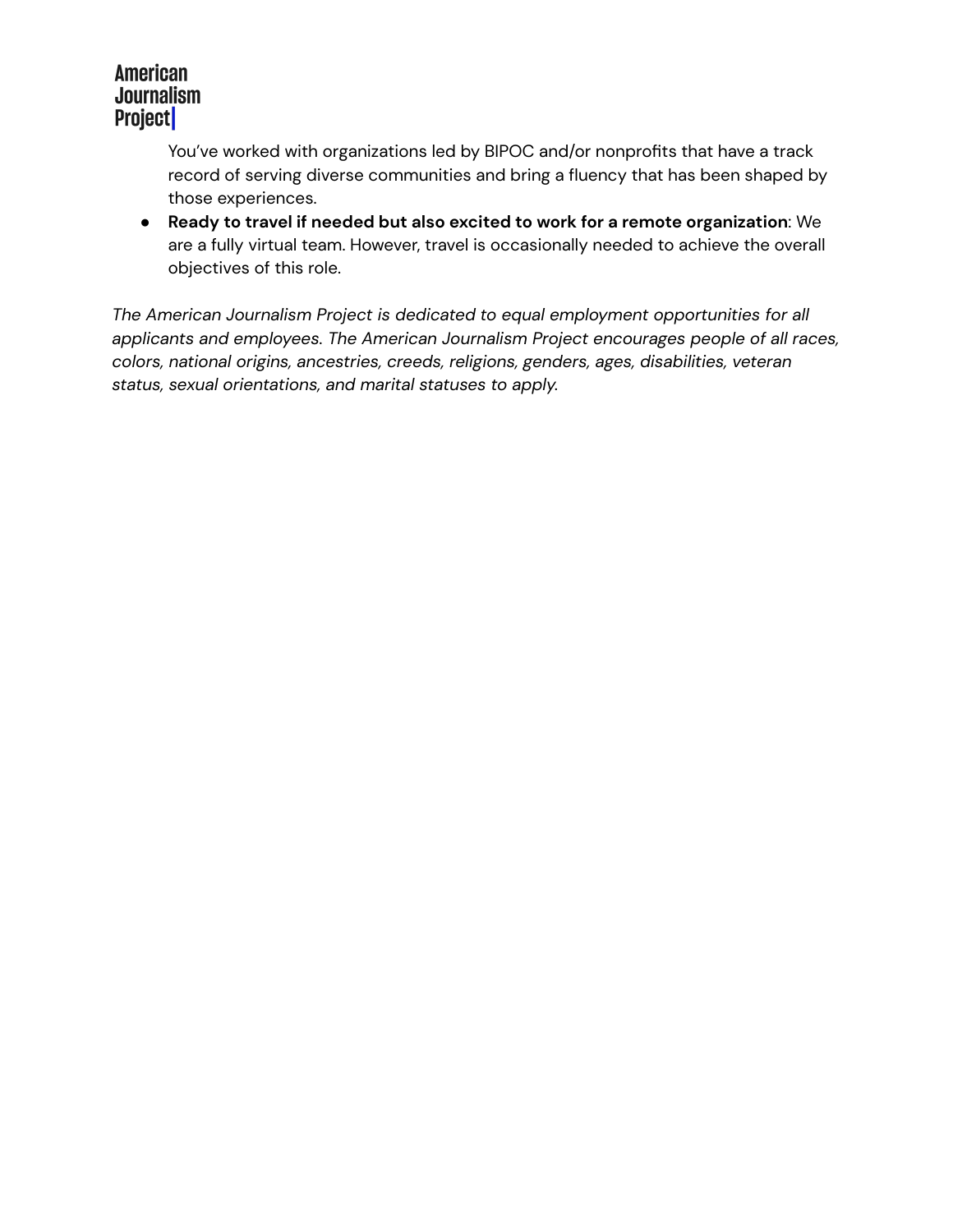You've worked with organizations led by BIPOC and/or nonprofits that have a track record of serving diverse communities and bring a fluency that has been shaped by those experiences.

- **Ready to travel if needed but also excited to work for a remote organization**: We are a fully virtual team. However, travel is occasionally needed to achieve the overall objectives of this role.

*The American Journalism Project is dedicated to equal employment opportunities for all applicants and employees. The American Journalism Project encourages people of all races, colors, national origins, ancestries, creeds, religions, genders, ages, disabilities, veteran status, sexual orientations, and marital statuses to apply.*